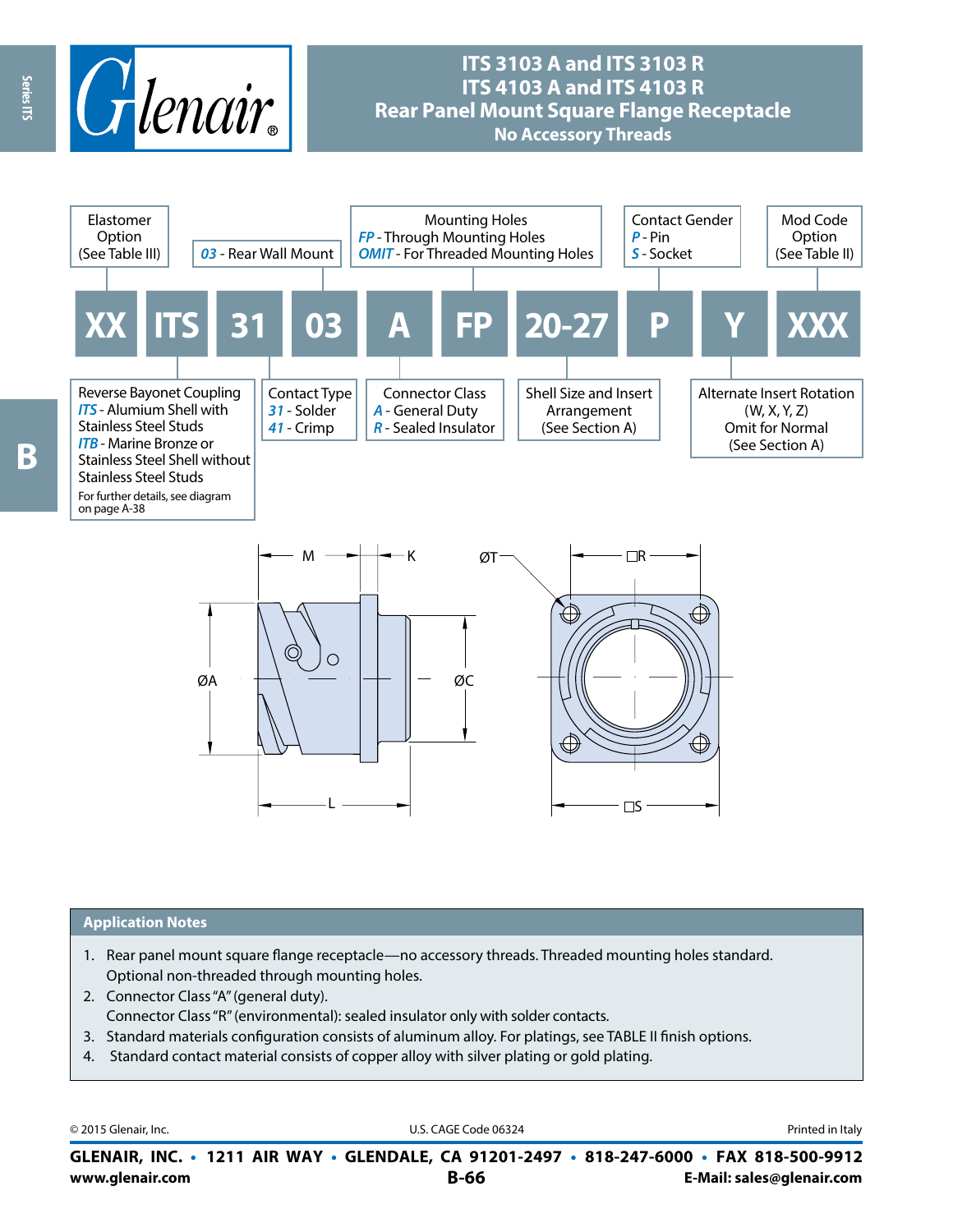# ITS 3103 A and ITS 3103 R
# ITS 4103 A and ITS 4103 R
## Rear Panel Mount Square Flange Receptacle
### No Accessory Threads

**XX ITS 31 03 A FP 20-27 P Y XXX**

- **XX** – Elastomer Option (See Table III)
- **ITS** – Reverse Bayonet Coupling
  - *ITS* - Alumium Shell with Stainless Steel Studs
  - *ITB* - Marine Bronze or Stainless Steel Shell without Stainless Steel Studs
  - For further details, see diagram on page A-38
- **31** – Contact Type
  - *31* - Solder
  - *41* - Crimp
- **03** – *03* - Rear Wall Mount
- **A** – Connector Class
  - *A* - General Duty
  - *R* - Sealed Insulator
- **FP** – Mounting Holes
  - *FP* - Through Mounting Holes
  - *OMIT* - For Threaded Mounting Holes
- **20-27** – Shell Size and Insert Arrangement (See Section A)
- **P** – Contact Gender
  - *P* - Pin
  - *S* - Socket
- **Y** – Alternate Insert Rotation (W, X, Y, Z) Omit for Normal (See Section A)
- **XXX** – Mod Code Option (See Table II)

M K ØT □R

ØA ØC

L □S

## Application Notes

1. Rear panel mount square flange receptacle—no accessory threads. Threaded mounting holes standard. Optional non-threaded through mounting holes.
2. Connector Class "A" (general duty).
   Connector Class "R" (environmental): sealed insulator only with solder contacts.
3. Standard materials configuration consists of aluminum alloy. For platings, see TABLE II finish options.
4. Standard contact material consists of copper alloy with silver plating or gold plating.

© 2015 Glenair, Inc. U.S. CAGE Code 06324 Printed in Italy

**GLENAIR, INC. • 1211 AIR WAY • GLENDALE, CA 91201-2497 • 818-247-6000 • FAX 818-500-9912**
**www.glenair.com** **E-Mail: sales@glenair.com**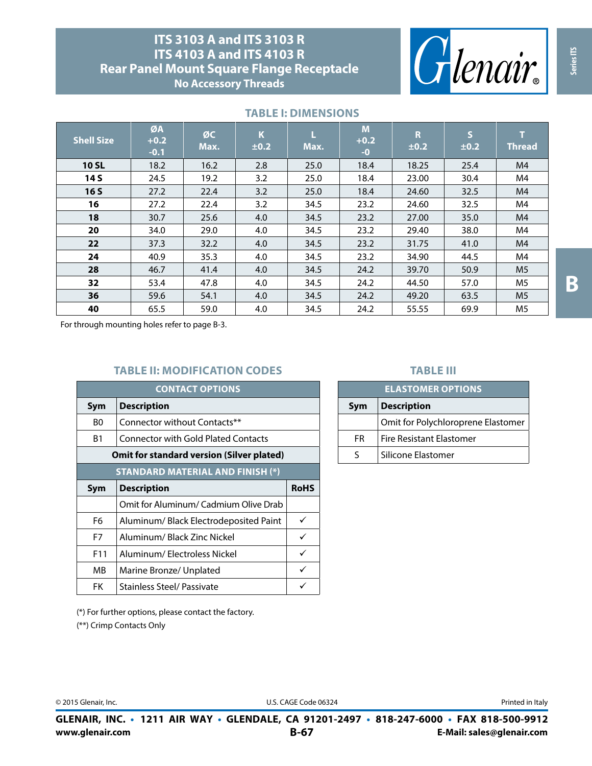# ITS 3103 A and ITS 3103 R
# ITS 4103 A and ITS 4103 R
# Rear Panel Mount Square Flange Receptacle
## No Accessory Threads

### TABLE I: DIMENSIONS

| Shell Size | ØA +0.2 -0.1 | ØC Max. | K ±0.2 | L Max. | M +0.2 -0 | R ±0.2 | S ±0.2 | T Thread |
|---|---|---|---|---|---|---|---|---|
| **10 SL** | 18.2 | 16.2 | 2.8 | 25.0 | 18.4 | 18.25 | 25.4 | M4 |
| **14 S** | 24.5 | 19.2 | 3.2 | 25.0 | 18.4 | 23.00 | 30.4 | M4 |
| **16 S** | 27.2 | 22.4 | 3.2 | 25.0 | 18.4 | 24.60 | 32.5 | M4 |
| **16** | 27.2 | 22.4 | 3.2 | 34.5 | 23.2 | 24.60 | 32.5 | M4 |
| **18** | 30.7 | 25.6 | 4.0 | 34.5 | 23.2 | 27.00 | 35.0 | M4 |
| **20** | 34.0 | 29.0 | 4.0 | 34.5 | 23.2 | 29.40 | 38.0 | M4 |
| **22** | 37.3 | 32.2 | 4.0 | 34.5 | 23.2 | 31.75 | 41.0 | M4 |
| **24** | 40.9 | 35.3 | 4.0 | 34.5 | 23.2 | 34.90 | 44.5 | M4 |
| **28** | 46.7 | 41.4 | 4.0 | 34.5 | 24.2 | 39.70 | 50.9 | M5 |
| **32** | 53.4 | 47.8 | 4.0 | 34.5 | 24.2 | 44.50 | 57.0 | M5 |
| **36** | 59.6 | 54.1 | 4.0 | 34.5 | 24.2 | 49.20 | 63.5 | M5 |
| **40** | 65.5 | 59.0 | 4.0 | 34.5 | 24.2 | 55.55 | 69.9 | M5 |

For through mounting holes refer to page B-3.

### TABLE II: MODIFICATION CODES

| CONTACT OPTIONS | | |
|---|---|---|
| **Sym** | **Description** | |
| B0 | Connector without Contacts** | |
| B1 | Connector with Gold Plated Contacts | |
| **Omit for standard version (Silver plated)** | | |
| **STANDARD MATERIAL AND FINISH (*)** | | |
| **Sym** | **Description** | **RoHS** |
| | Omit for Aluminum/ Cadmium Olive Drab | |
| F6 | Aluminum/ Black Electrodeposited Paint | ✓ |
| F7 | Aluminum/ Black Zinc Nickel | ✓ |
| F11 | Aluminum/ Electroless Nickel | ✓ |
| MB | Marine Bronze/ Unplated | ✓ |
| FK | Stainless Steel/ Passivate | ✓ |

(*) For further options, please contact the factory.

(**) Crimp Contacts Only

### TABLE III

| ELASTOMER OPTIONS | |
|---|---|
| **Sym** | **Description** |
| | Omit for Polychloroprene Elastomer |
| FR | Fire Resistant Elastomer |
| S | Silicone Elastomer |